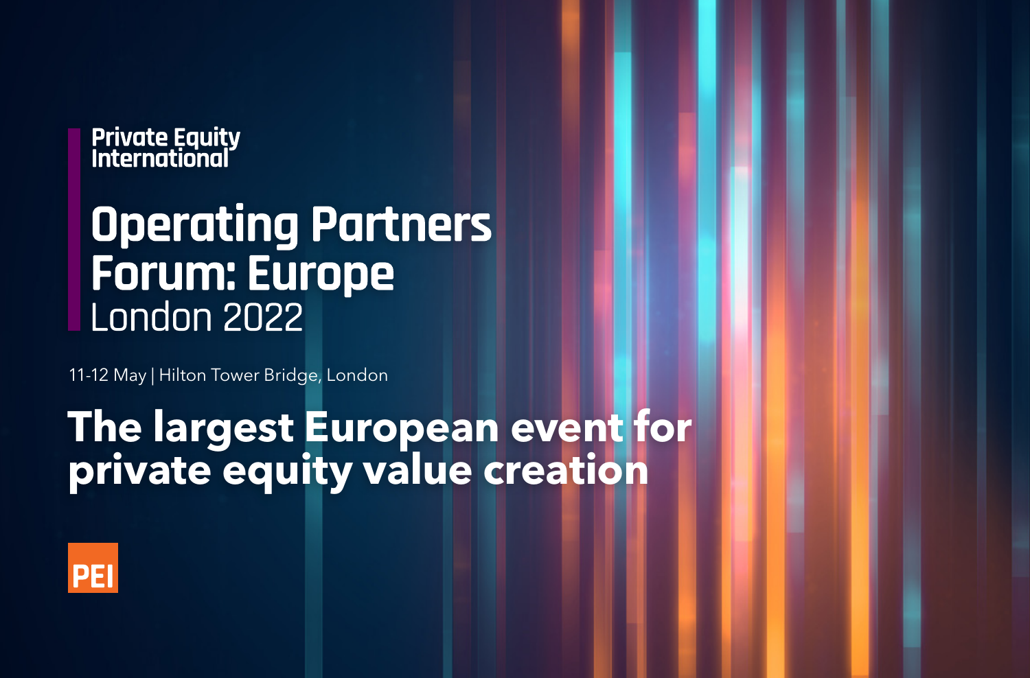Private Equity International

# Operating Partners Forum: Europe

London 2022

11-12 May | Hilton Tower Bridge, London

## The largest European event for private equity value creation

PEI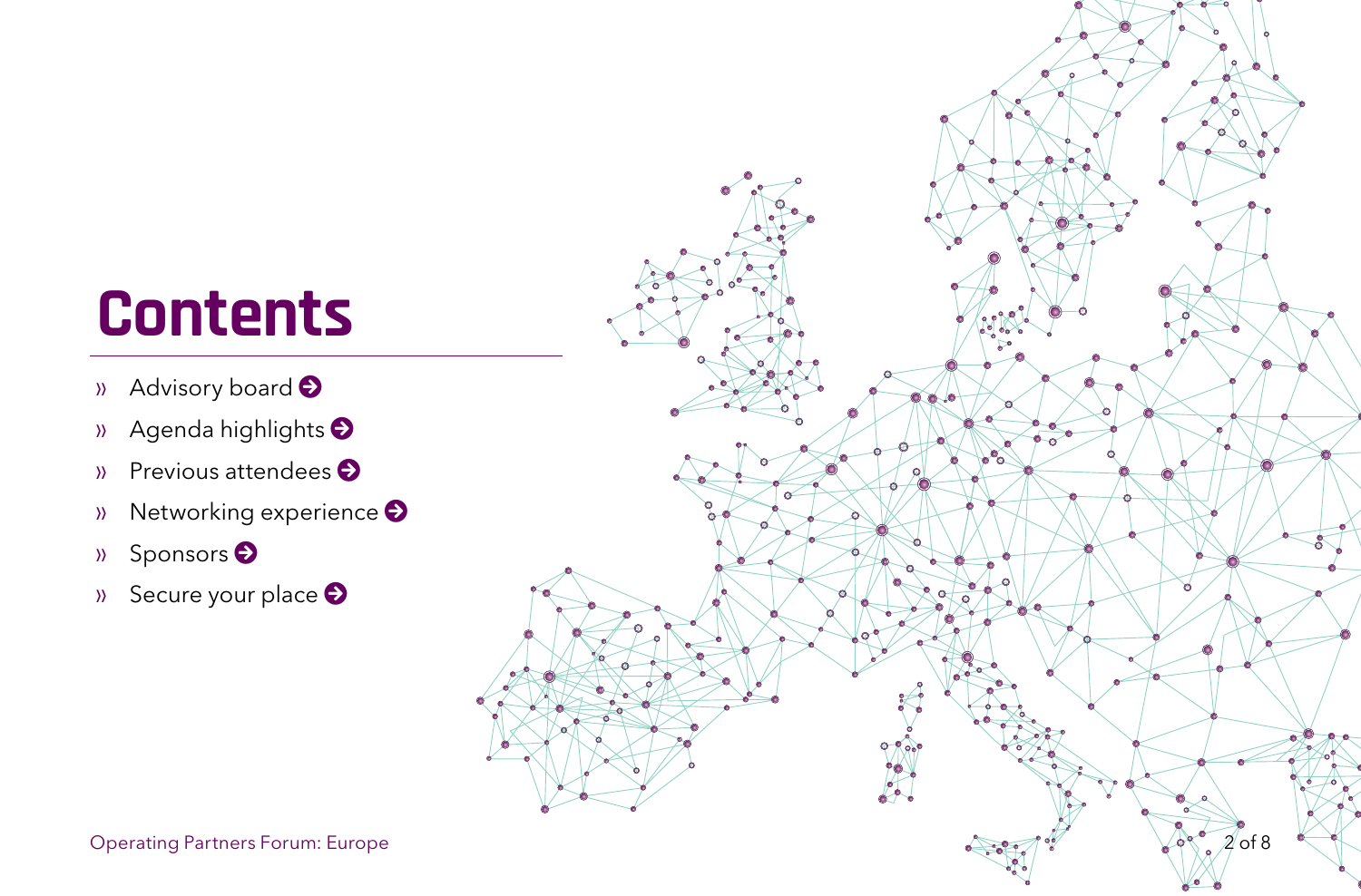# Contents

- » Advisory board
- » Agenda highlights
- » Previous attendees
- » Networking experience
- » Sponsors
- » Secure your place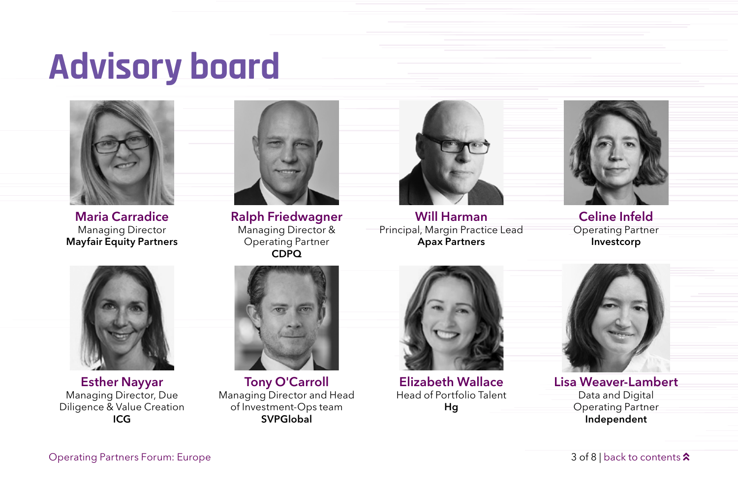# Advisory board

**Maria Carradice**
Managing Director
**Mayfair Equity Partners**

**Ralph Friedwagner**
Managing Director & Operating Partner
**CDPQ**

**Will Harman**
Principal, Margin Practice Lead
**Apax Partners**

**Celine Infeld**
Operating Partner
**Investcorp**

**Esther Nayyar**
Managing Director, Due Diligence & Value Creation
**ICG**

**Tony O'Carroll**
Managing Director and Head of Investment-Ops team
**SVPGlobal**

**Elizabeth Wallace**
Head of Portfolio Talent
**Hg**

**Lisa Weaver-Lambert**
Data and Digital Operating Partner
**Independent**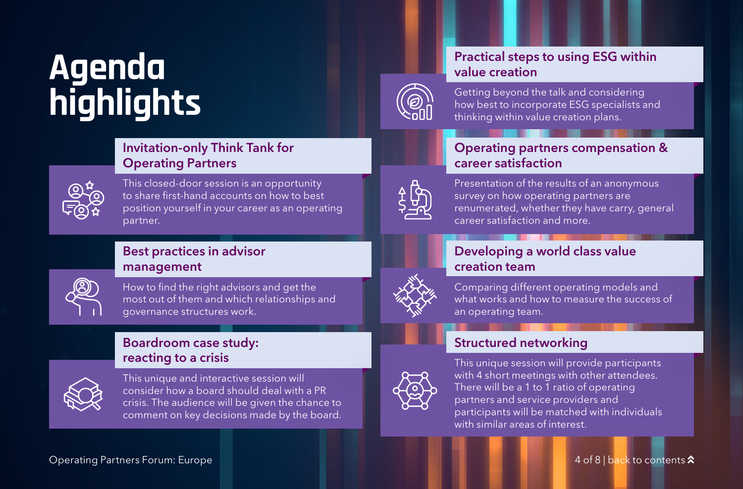# Agenda highlights

## Invitation-only Think Tank for Operating Partners

This closed-door session is an opportunity to share first-hand accounts on how to best position yourself in your career as an operating partner.

## Best practices in advisor management

How to find the right advisors and get the most out of them and which relationships and governance structures work.

## Boardroom case study: reacting to a crisis

This unique and interactive session will consider how a board should deal with a PR crisis. The audience will be given the chance to comment on key decisions made by the board.

## Practical steps to using ESG within value creation

Getting beyond the talk and considering how best to incorporate ESG specialists and thinking within value creation plans.

## Operating partners compensation & career satisfaction

Presentation of the results of an anonymous survey on how operating partners are renumerated, whether they have carry, general career satisfaction and more.

## Developing a world class value creation team

Comparing different operating models and what works and how to measure the success of an operating team.

## Structured networking

This unique session will provide participants with 4 short meetings with other attendees. There will be a 1 to 1 ratio of operating partners and service providers and participants will be matched with individuals with similar areas of interest.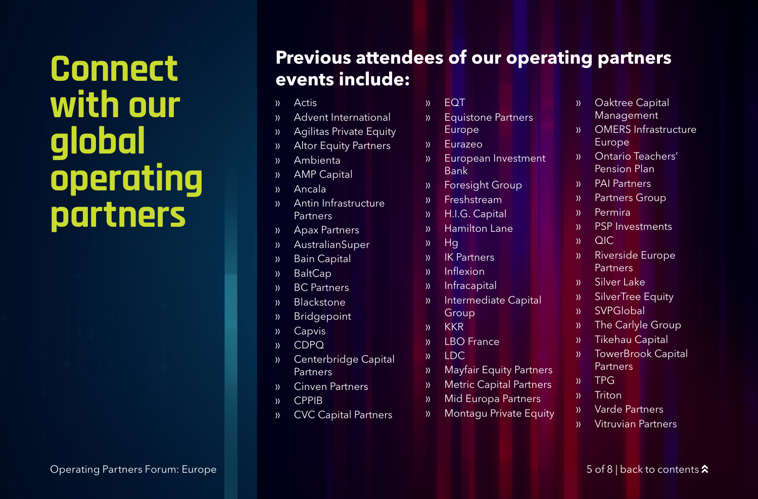# Connect with our global operating partners

## Previous attendees of our operating partners events include:

- Actis
- Advent International
- Agilitas Private Equity
- Altor Equity Partners
- Ambienta
- AMP Capital
- Ancala
- Antin Infrastructure Partners
- Apax Partners
- AustralianSuper
- Bain Capital
- BaltCap
- BC Partners
- Blackstone
- Bridgepoint
- Capvis
- CDPQ
- Centerbridge Capital Partners
- Cinven Partners
- CPPIB
- CVC Capital Partners
- EQT
- Equistone Partners Europe
- Eurazeo
- European Investment Bank
- Foresight Group
- Freshstream
- H.I.G. Capital
- Hamilton Lane
- Hg
- IK Partners
- Inflexion
- Infracapital
- Intermediate Capital Group
- KKR
- LBO France
- LDC
- Mayfair Equity Partners
- Metric Capital Partners
- Mid Europa Partners
- Montagu Private Equity
- Oaktree Capital Management
- OMERS Infrastructure Europe
- Ontario Teachers' Pension Plan
- PAI Partners
- Partners Group
- Permira
- PSP Investments
- QIC
- Riverside Europe Partners
- Silver Lake
- SilverTree Equity
- SVPGlobal
- The Carlyle Group
- Tikehau Capital
- TowerBrook Capital Partners
- TPG
- Triton
- Varde Partners
- Vitruvian Partners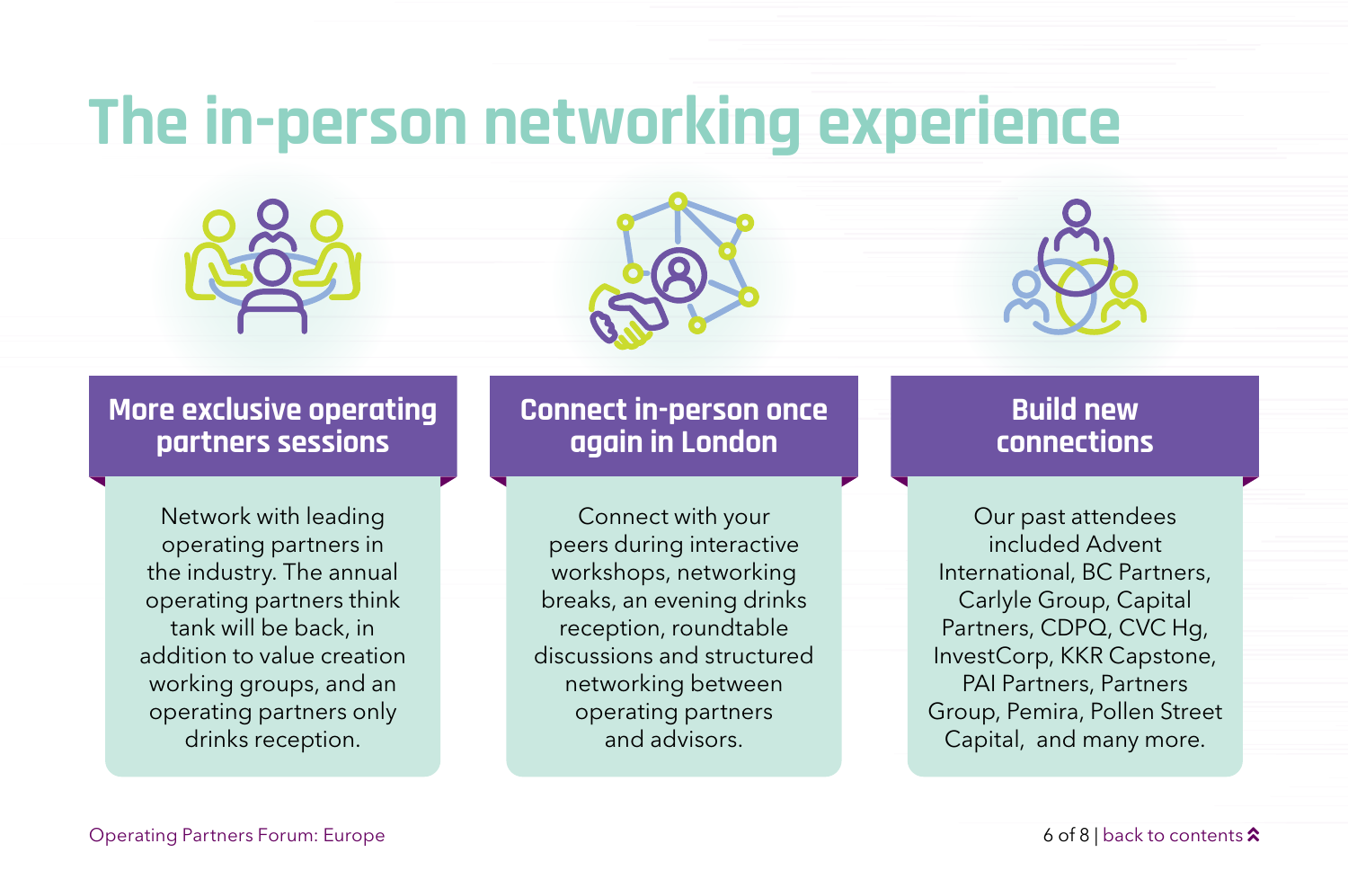# The in-person networking experience

## More exclusive operating partners sessions

Network with leading operating partners in the industry. The annual operating partners think tank will be back, in addition to value creation working groups, and an operating partners only drinks reception.

## Connect in-person once again in London

Connect with your peers during interactive workshops, networking breaks, an evening drinks reception, roundtable discussions and structured networking between operating partners and advisors.

## Build new connections

Our past attendees included Advent International, BC Partners, Carlyle Group, Capital Partners, CDPQ, CVC Hg, InvestCorp, KKR Capstone, PAI Partners, Partners Group, Pemira, Pollen Street Capital, and many more.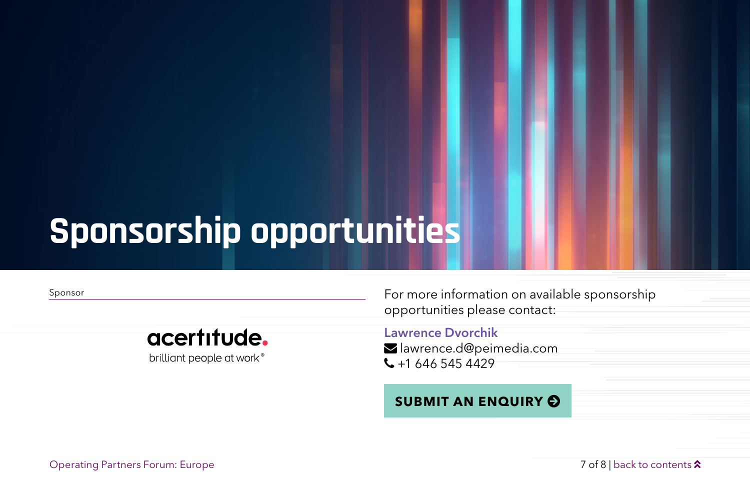# Sponsorship opportunities

Sponsor

acertitude.
brilliant people at work®

For more information on available sponsorship opportunities please contact:

**Lawrence Dvorchik**
lawrence.d@peimedia.com
+1 646 545 4429

**SUBMIT AN ENQUIRY**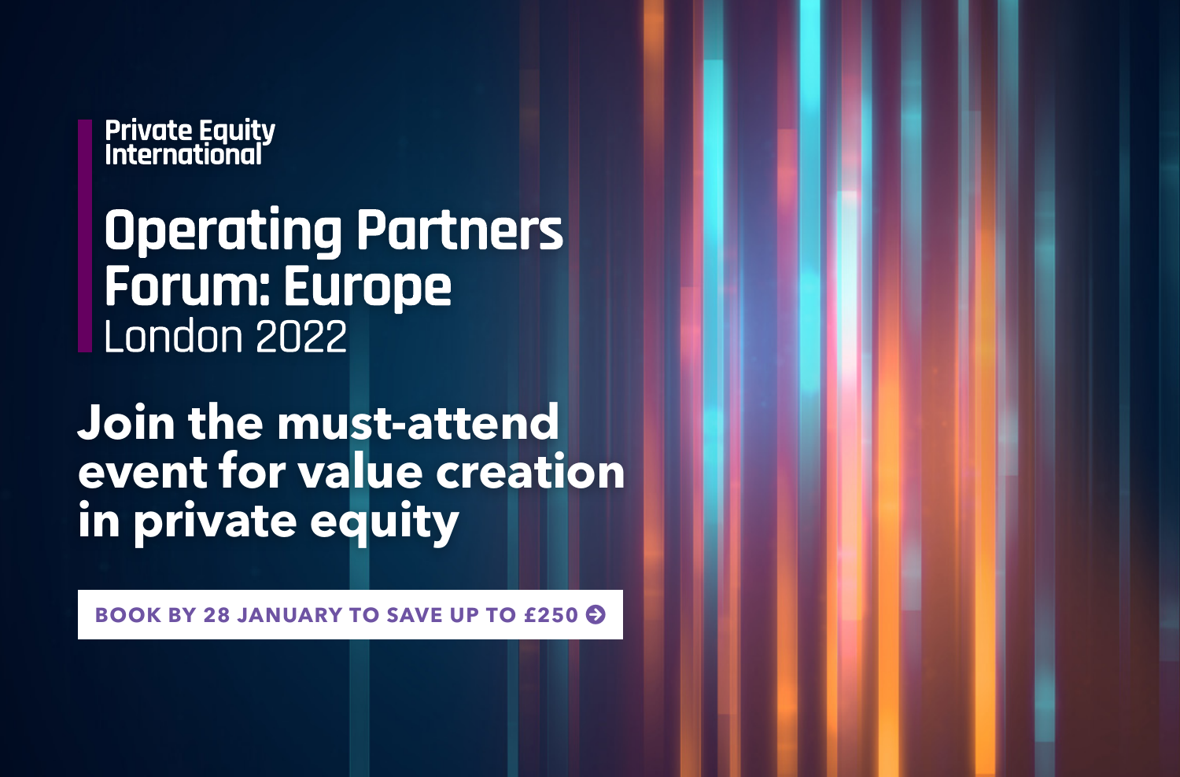Private Equity International

# Operating Partners Forum: Europe

London 2022

## Join the must-attend event for value creation in private equity

BOOK BY 28 JANUARY TO SAVE UP TO £250